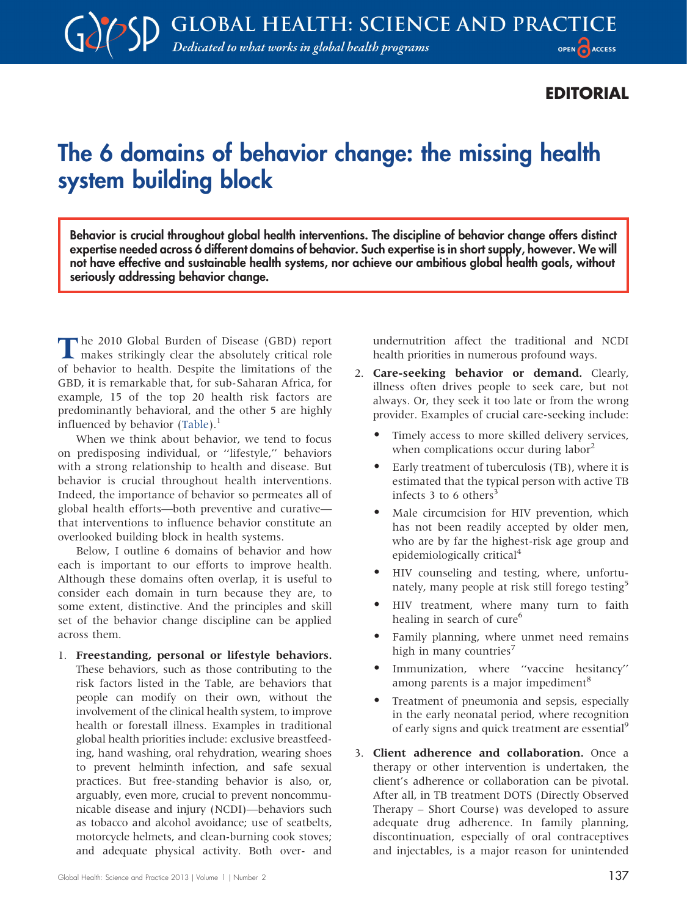EDITORIAL

# The 6 domains of behavior change: the missing health system building block

**Behavior is crucial throughout global health interventions. The discipline of behavior change offers distinct expertise needed across 6 different domains of behavior. Such expertise is in short supply, however. We will not have effective and sustainable health systems, nor achieve our ambitious global health goals, without seriously addressing behavior change.**

The 2010 Global Burden of Disease (GBD) report makes strikingly clear the absolutely critical role of behavior to health. Despite the limitations of the GBD, it is remarkable that, for sub-Saharan Africa, for example, 15 of the top 20 health risk factors are predominantly behavioral, and the other 5 are highly influenced by behavior (Table).[1]

When we think about behavior, we tend to focus on predisposing individual, or "lifestyle," behaviors with a strong relationship to health and disease. But behavior is crucial throughout health interventions. Indeed, the importance of behavior so permeates all of global health efforts—both preventive and curative—that interventions to influence behavior constitute an overlooked building block in health systems.

Below, I outline 6 domains of behavior and how each is important to our efforts to improve health. Although these domains often overlap, it is useful to consider each domain in turn because they are, to some extent, distinctive. And the principles and skill set of the behavior change discipline can be applied across them.

1. **Freestanding, personal or lifestyle behaviors.** These behaviors, such as those contributing to the risk factors listed in the Table, are behaviors that people can modify on their own, without the involvement of the clinical health system, to improve health or forestall illness. Examples in traditional global health priorities include: exclusive breastfeeding, hand washing, oral rehydration, wearing shoes to prevent helminth infection, and safe sexual practices. But free-standing behavior is also, or, arguably, even more, crucial to prevent noncommunicable disease and injury (NCDI)—behaviors such as tobacco and alcohol avoidance; use of seatbelts, motorcycle helmets, and clean-burning cook stoves; and adequate physical activity. Both over- and undernutrition affect the traditional and NCDI health priorities in numerous profound ways.
2. **Care-seeking behavior or demand.** Clearly, illness often drives people to seek care, but not always. Or, they seek it too late or from the wrong provider. Examples of crucial care-seeking include:
   - Timely access to more skilled delivery services, when complications occur during labor[2]
   - Early treatment of tuberculosis (TB), where it is estimated that the typical person with active TB infects 3 to 6 others[3]
   - Male circumcision for HIV prevention, which has not been readily accepted by older men, who are by far the highest-risk age group and epidemiologically critical[4]
   - HIV counseling and testing, where, unfortunately, many people at risk still forego testing[5]
   - HIV treatment, where many turn to faith healing in search of cure[6]
   - Family planning, where unmet need remains high in many countries[7]
   - Immunization, where "vaccine hesitancy" among parents is a major impediment[8]
   - Treatment of pneumonia and sepsis, especially in the early neonatal period, where recognition of early signs and quick treatment are essential[9]
3. **Client adherence and collaboration.** Once a therapy or other intervention is undertaken, the client's adherence or collaboration can be pivotal. After all, in TB treatment DOTS (Directly Observed Therapy – Short Course) was developed to assure adequate drug adherence. In family planning, discontinuation, especially of oral contraceptives and injectables, is a major reason for unintended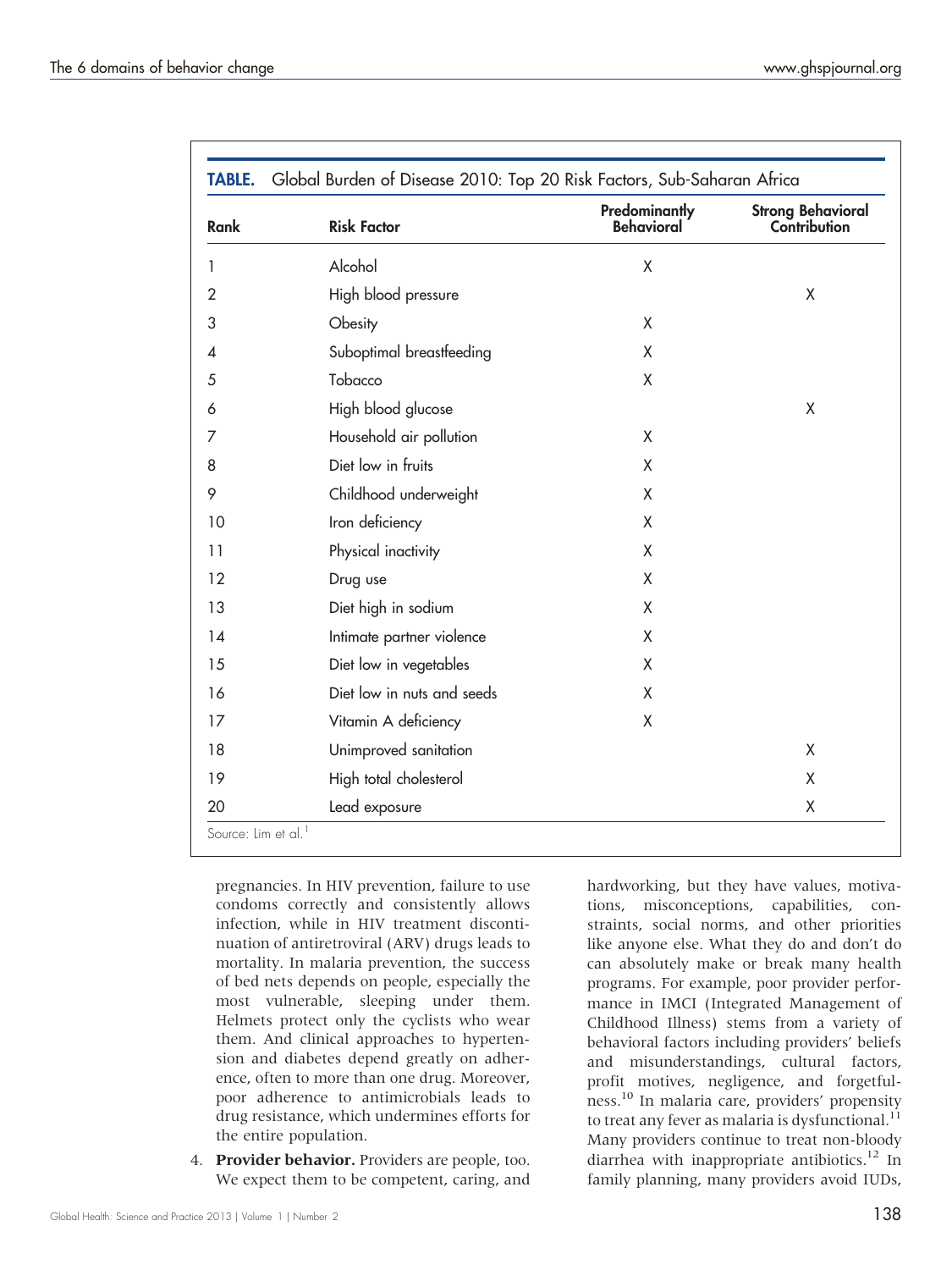**TABLE.** Global Burden of Disease 2010: Top 20 Risk Factors, Sub-Saharan Africa

| Rank | Risk Factor | Predominantly Behavioral | Strong Behavioral Contribution |
|---|---|---|---|
| 1 | Alcohol | X | |
| 2 | High blood pressure | | X |
| 3 | Obesity | X | |
| 4 | Suboptimal breastfeeding | X | |
| 5 | Tobacco | X | |
| 6 | High blood glucose | | X |
| 7 | Household air pollution | X | |
| 8 | Diet low in fruits | X | |
| 9 | Childhood underweight | X | |
| 10 | Iron deficiency | X | |
| 11 | Physical inactivity | X | |
| 12 | Drug use | X | |
| 13 | Diet high in sodium | X | |
| 14 | Intimate partner violence | X | |
| 15 | Diet low in vegetables | X | |
| 16 | Diet low in nuts and seeds | X | |
| 17 | Vitamin A deficiency | X | |
| 18 | Unimproved sanitation | | X |
| 19 | High total cholesterol | | X |
| 20 | Lead exposure | | X |

Source: Lim et al.[1]

pregnancies. In HIV prevention, failure to use condoms correctly and consistently allows infection, while in HIV treatment discontinuation of antiretroviral (ARV) drugs leads to mortality. In malaria prevention, the success of bed nets depends on people, especially the most vulnerable, sleeping under them. Helmets protect only the cyclists who wear them. And clinical approaches to hypertension and diabetes depend greatly on adherence, often to more than one drug. Moreover, poor adherence to antimicrobials leads to drug resistance, which undermines efforts for the entire population.

4. **Provider behavior.** Providers are people, too. We expect them to be competent, caring, and hardworking, but they have values, motivations, misconceptions, capabilities, constraints, social norms, and other priorities like anyone else. What they do and don't do can absolutely make or break many health programs. For example, poor provider performance in IMCI (Integrated Management of Childhood Illness) stems from a variety of behavioral factors including providers' beliefs and misunderstandings, cultural factors, profit motives, negligence, and forgetfulness.[10] In malaria care, providers' propensity to treat any fever as malaria is dysfunctional.[11] Many providers continue to treat non-bloody diarrhea with inappropriate antibiotics.[12] In family planning, many providers avoid IUDs,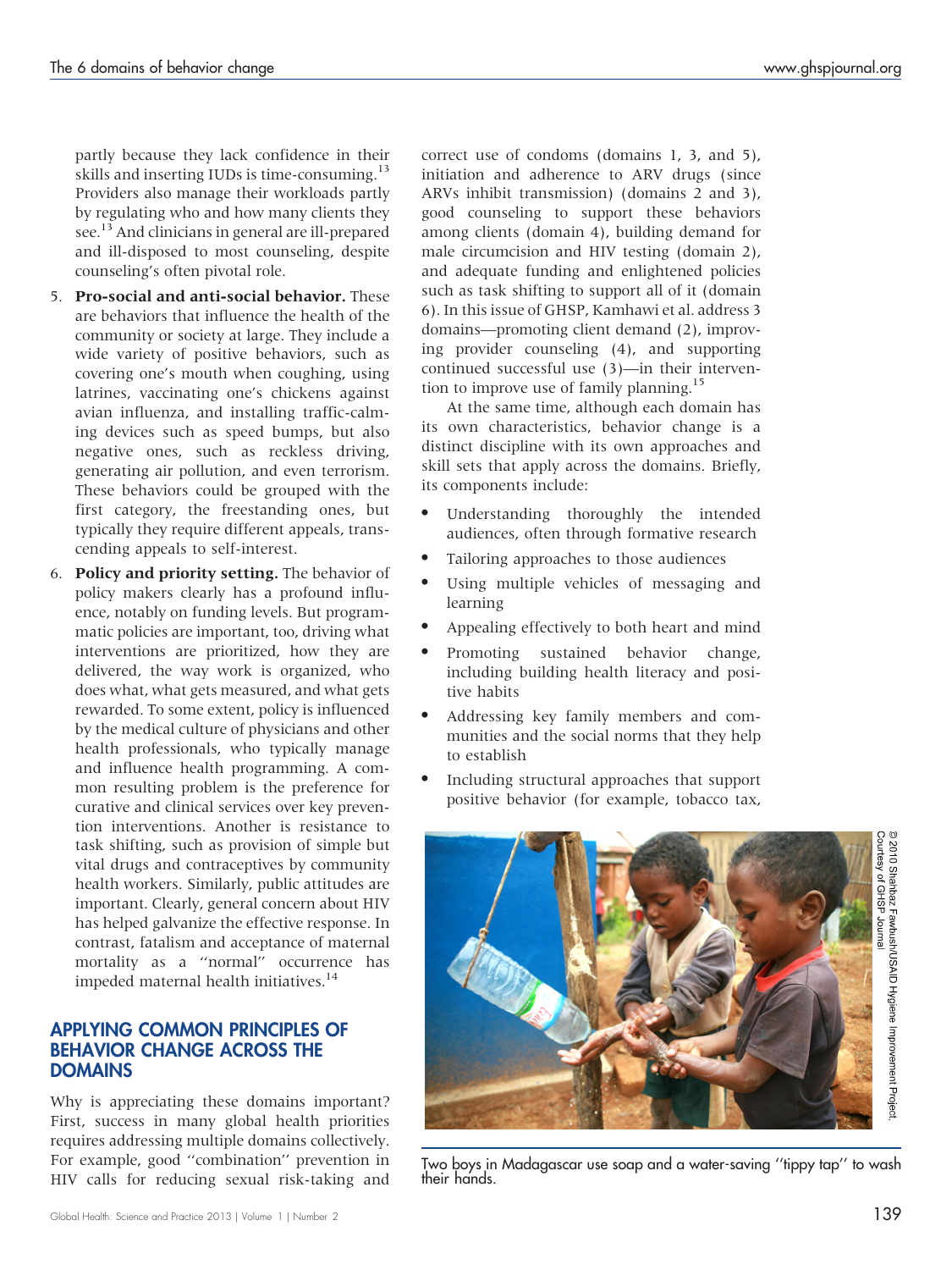partly because they lack confidence in their skills and inserting IUDs is time-consuming.[13] Providers also manage their workloads partly by regulating who and how many clients they see.[13] And clinicians in general are ill-prepared and ill-disposed to most counseling, despite counseling's often pivotal role.

5. **Pro-social and anti-social behavior.** These are behaviors that influence the health of the community or society at large. They include a wide variety of positive behaviors, such as covering one's mouth when coughing, using latrines, vaccinating one's chickens against avian influenza, and installing traffic-calming devices such as speed bumps, but also negative ones, such as reckless driving, generating air pollution, and even terrorism. These behaviors could be grouped with the first category, the freestanding ones, but typically they require different appeals, transcending appeals to self-interest.

6. **Policy and priority setting.** The behavior of policy makers clearly has a profound influence, notably on funding levels. But programmatic policies are important, too, driving what interventions are prioritized, how they are delivered, the way work is organized, who does what, what gets measured, and what gets rewarded. To some extent, policy is influenced by the medical culture of physicians and other health professionals, who typically manage and influence health programming. A common resulting problem is the preference for curative and clinical services over key prevention interventions. Another is resistance to task shifting, such as provision of simple but vital drugs and contraceptives by community health workers. Similarly, public attitudes are important. Clearly, general concern about HIV has helped galvanize the effective response. In contrast, fatalism and acceptance of maternal mortality as a "normal" occurrence has impeded maternal health initiatives.[14]

## APPLYING COMMON PRINCIPLES OF BEHAVIOR CHANGE ACROSS THE DOMAINS

Why is appreciating these domains important? First, success in many global health priorities requires addressing multiple domains collectively. For example, good "combination" prevention in HIV calls for reducing sexual risk-taking and correct use of condoms (domains 1, 3, and 5), initiation and adherence to ARV drugs (since ARVs inhibit transmission) (domains 2 and 3), good counseling to support these behaviors among clients (domain 4), building demand for male circumcision and HIV testing (domain 2), and adequate funding and enlightened policies such as task shifting to support all of it (domain 6). In this issue of GHSP, Kamhawi et al. address 3 domains—promoting client demand (2), improving provider counseling (4), and supporting continued successful use (3)—in their intervention to improve use of family planning.[15]

At the same time, although each domain has its own characteristics, behavior change is a distinct discipline with its own approaches and skill sets that apply across the domains. Briefly, its components include:

- Understanding thoroughly the intended audiences, often through formative research
- Tailoring approaches to those audiences
- Using multiple vehicles of messaging and learning
- Appealing effectively to both heart and mind
- Promoting sustained behavior change, including building health literacy and positive habits
- Addressing key family members and communities and the social norms that they help to establish
- Including structural approaches that support positive behavior (for example, tobacco tax,

© 2010 Shahbaz Fawbush/USAID Hygiene Improvement Project, Courtesy of GHSP Journal

Two boys in Madagascar use soap and a water-saving "tippy tap" to wash their hands.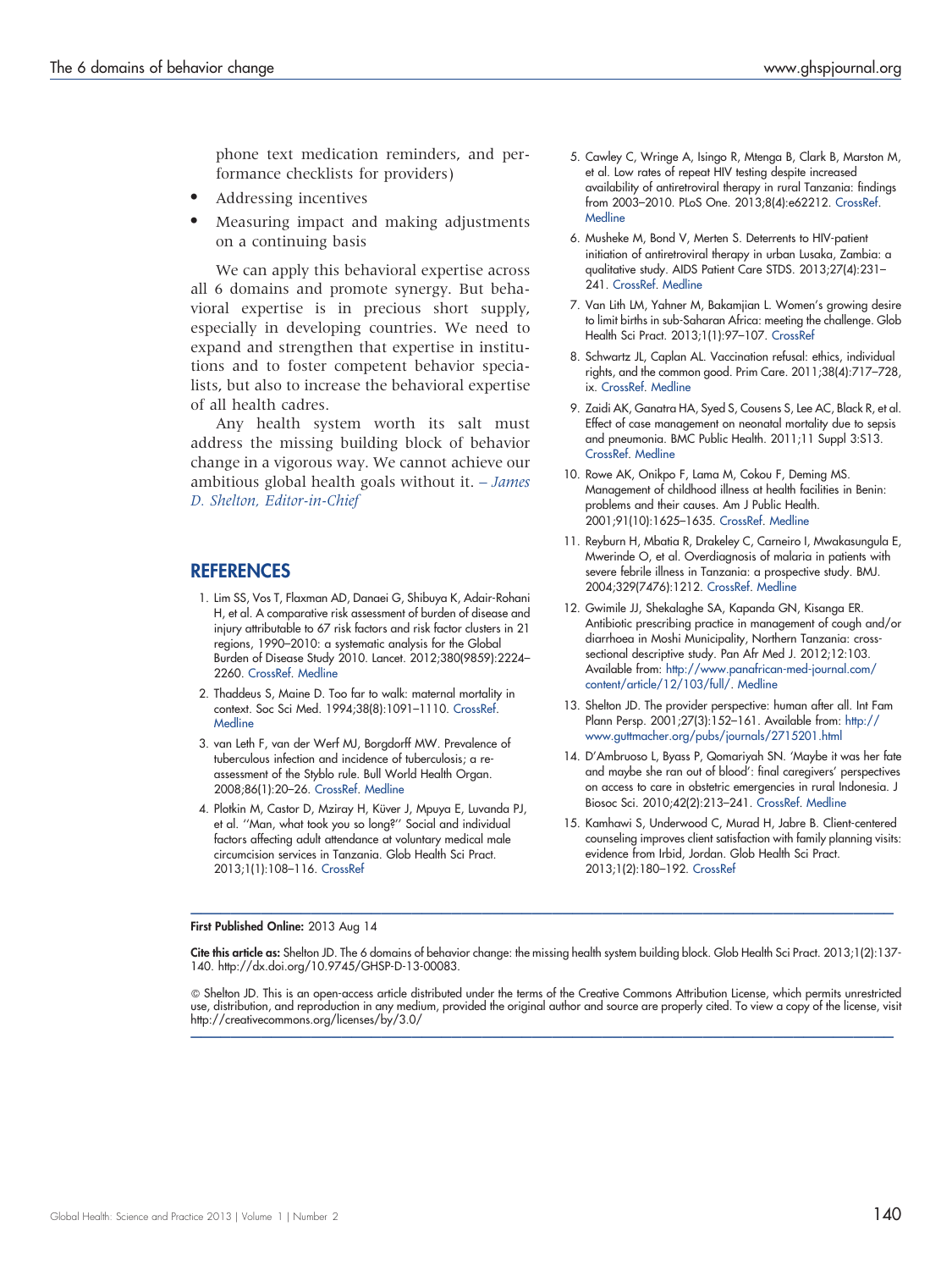phone text medication reminders, and performance checklists for providers)

- Addressing incentives
- Measuring impact and making adjustments on a continuing basis

We can apply this behavioral expertise across all 6 domains and promote synergy. But behavioral expertise is in precious short supply, especially in developing countries. We need to expand and strengthen that expertise in institutions and to foster competent behavior specialists, but also to increase the behavioral expertise of all health cadres.

Any health system worth its salt must address the missing building block of behavior change in a vigorous way. We cannot achieve our ambitious global health goals without it. *– James D. Shelton, Editor-in-Chief*

## REFERENCES

1. Lim SS, Vos T, Flaxman AD, Danaei G, Shibuya K, Adair-Rohani H, et al. A comparative risk assessment of burden of disease and injury attributable to 67 risk factors and risk factor clusters in 21 regions, 1990–2010: a systematic analysis for the Global Burden of Disease Study 2010. Lancet. 2012;380(9859):2224–2260. CrossRef. Medline
2. Thaddeus S, Maine D. Too far to walk: maternal mortality in context. Soc Sci Med. 1994;38(8):1091–1110. CrossRef. Medline
3. van Leth F, van der Werf MJ, Borgdorff MW. Prevalence of tuberculous infection and incidence of tuberculosis; a re-assessment of the Styblo rule. Bull World Health Organ. 2008;86(1):20–26. CrossRef. Medline
4. Plotkin M, Castor D, Mziray H, Küver J, Mpuya E, Luvanda PJ, et al. ''Man, what took you so long?'' Social and individual factors affecting adult attendance at voluntary medical male circumcision services in Tanzania. Glob Health Sci Pract. 2013;1(1):108–116. CrossRef
5. Cawley C, Wringe A, Isingo R, Mtenga B, Clark B, Marston M, et al. Low rates of repeat HIV testing despite increased availability of antiretroviral therapy in rural Tanzania: findings from 2003–2010. PLoS One. 2013;8(4):e62212. CrossRef. Medline
6. Musheke M, Bond V, Merten S. Deterrents to HIV-patient initiation of antiretroviral therapy in urban Lusaka, Zambia: a qualitative study. AIDS Patient Care STDS. 2013;27(4):231–241. CrossRef. Medline
7. Van Lith LM, Yahner M, Bakamjian L. Women's growing desire to limit births in sub-Saharan Africa: meeting the challenge. Glob Health Sci Pract. 2013;1(1):97–107. CrossRef
8. Schwartz JL, Caplan AL. Vaccination refusal: ethics, individual rights, and the common good. Prim Care. 2011;38(4):717–728, ix. CrossRef. Medline
9. Zaidi AK, Ganatra HA, Syed S, Cousens S, Lee AC, Black R, et al. Effect of case management on neonatal mortality due to sepsis and pneumonia. BMC Public Health. 2011;11 Suppl 3:S13. CrossRef. Medline
10. Rowe AK, Onikpo F, Lama M, Cokou F, Deming MS. Management of childhood illness at health facilities in Benin: problems and their causes. Am J Public Health. 2001;91(10):1625–1635. CrossRef. Medline
11. Reyburn H, Mbatia R, Drakeley C, Carneiro I, Mwakasungula E, Mwerinde O, et al. Overdiagnosis of malaria in patients with severe febrile illness in Tanzania: a prospective study. BMJ. 2004;329(7476):1212. CrossRef. Medline
12. Gwimile JJ, Shekalaghe SA, Kapanda GN, Kisanga ER. Antibiotic prescribing practice in management of cough and/or diarrhoea in Moshi Municipality, Northern Tanzania: cross-sectional descriptive study. Pan Afr Med J. 2012;12:103. Available from: http://www.panafrican-med-journal.com/content/article/12/103/full/. Medline
13. Shelton JD. The provider perspective: human after all. Int Fam Plann Persp. 2001;27(3):152–161. Available from: http://www.guttmacher.org/pubs/journals/2715201.html
14. D'Ambruoso L, Byass P, Qomariyah SN. 'Maybe it was her fate and maybe she ran out of blood': final caregivers' perspectives on access to care in obstetric emergencies in rural Indonesia. J Biosoc Sci. 2010;42(2):213–241. CrossRef. Medline
15. Kamhawi S, Underwood C, Murad H, Jabre B. Client-centered counseling improves client satisfaction with family planning visits: evidence from Irbid, Jordan. Glob Health Sci Pract. 2013;1(2):180–192. CrossRef

---

**First Published Online:** 2013 Aug 14

**Cite this article as:** Shelton JD. The 6 domains of behavior change: the missing health system building block. Glob Health Sci Pract. 2013;1(2):137-140. http://dx.doi.org/10.9745/GHSP-D-13-00083.

© Shelton JD. This is an open-access article distributed under the terms of the Creative Commons Attribution License, which permits unrestricted use, distribution, and reproduction in any medium, provided the original author and source are properly cited. To view a copy of the license, visit http://creativecommons.org/licenses/by/3.0/